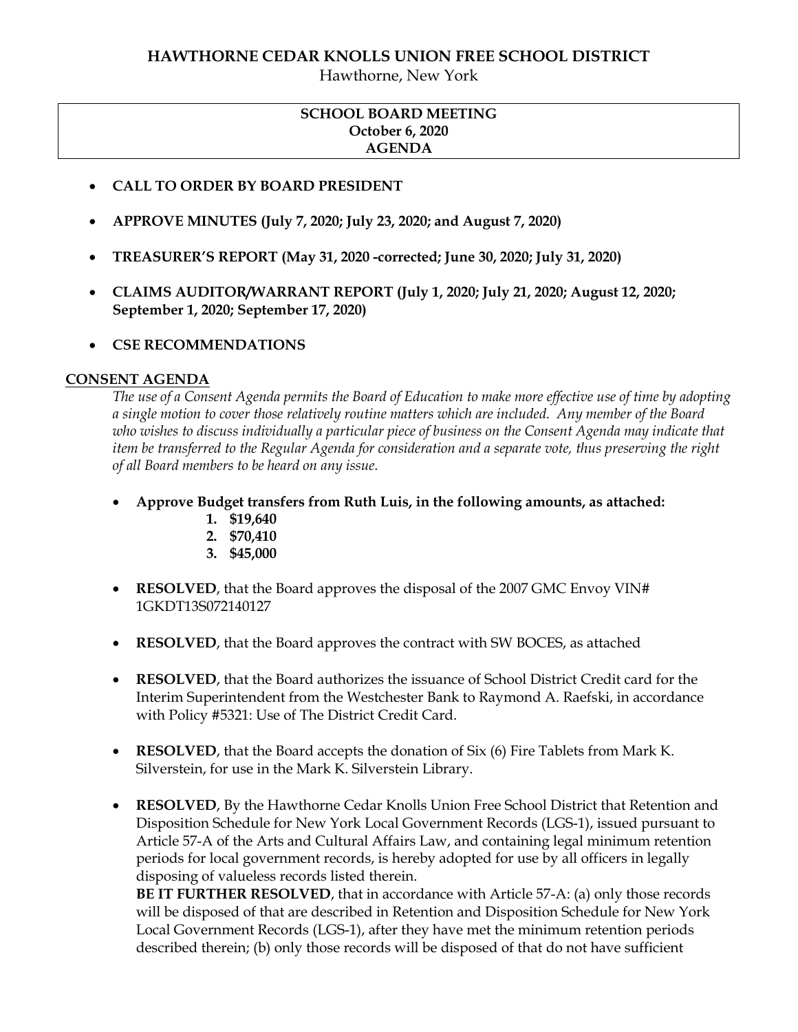# HAWTHORNE CEDAR KNOLLS UNION FREE SCHOOL DISTRICT

Hawthorne, New York

**SCHOOL BOARD MEETING**
**October 6, 2020**
**AGENDA**

- **CALL TO ORDER BY BOARD PRESIDENT**
- **APPROVE MINUTES (July 7, 2020; July 23, 2020; and August 7, 2020)**
- **TREASURER'S REPORT (May 31, 2020 -corrected; June 30, 2020; July 31, 2020)**
- **CLAIMS AUDITOR/WARRANT REPORT (July 1, 2020; July 21, 2020; August 12, 2020; September 1, 2020; September 17, 2020)**
- **CSE RECOMMENDATIONS**

## CONSENT AGENDA

*The use of a Consent Agenda permits the Board of Education to make more effective use of time by adopting a single motion to cover those relatively routine matters which are included. Any member of the Board who wishes to discuss individually a particular piece of business on the Consent Agenda may indicate that item be transferred to the Regular Agenda for consideration and a separate vote, thus preserving the right of all Board members to be heard on any issue.*

- **Approve Budget transfers from Ruth Luis, in the following amounts, as attached:**
  1. **$19,640**
  2. **$70,410**
  3. **$45,000**
- **RESOLVED**, that the Board approves the disposal of the 2007 GMC Envoy VIN# 1GKDT13S072140127
- **RESOLVED**, that the Board approves the contract with SW BOCES, as attached
- **RESOLVED**, that the Board authorizes the issuance of School District Credit card for the Interim Superintendent from the Westchester Bank to Raymond A. Raefski, in accordance with Policy #5321: Use of The District Credit Card.
- **RESOLVED**, that the Board accepts the donation of Six (6) Fire Tablets from Mark K. Silverstein, for use in the Mark K. Silverstein Library.
- **RESOLVED**, By the Hawthorne Cedar Knolls Union Free School District that Retention and Disposition Schedule for New York Local Government Records (LGS-1), issued pursuant to Article 57-A of the Arts and Cultural Affairs Law, and containing legal minimum retention periods for local government records, is hereby adopted for use by all officers in legally disposing of valueless records listed therein.
  **BE IT FURTHER RESOLVED**, that in accordance with Article 57-A: (a) only those records will be disposed of that are described in Retention and Disposition Schedule for New York Local Government Records (LGS-1), after they have met the minimum retention periods described therein; (b) only those records will be disposed of that do not have sufficient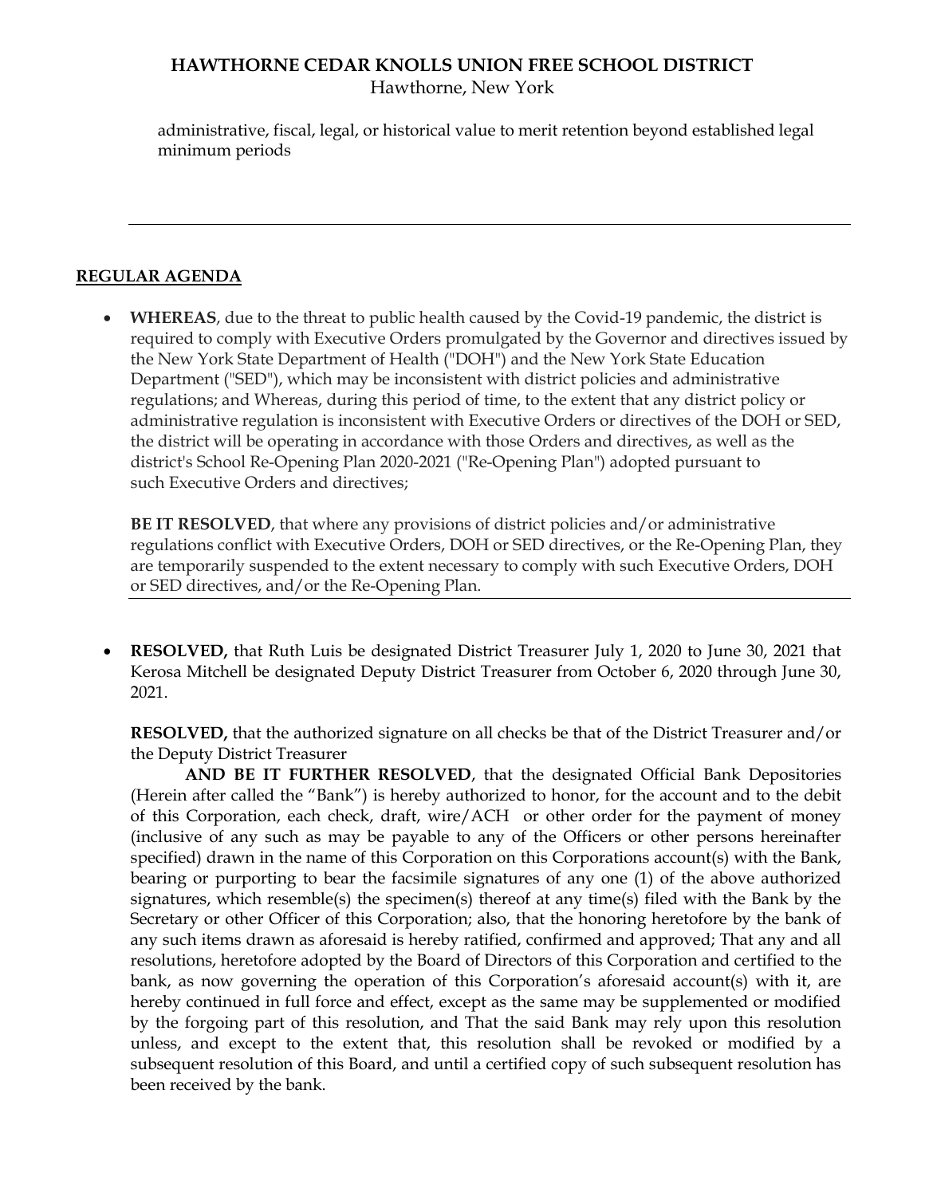administrative, fiscal, legal, or historical value to merit retention beyond established legal minimum periods

---

## REGULAR AGENDA

- **WHEREAS**, due to the threat to public health caused by the Covid-19 pandemic, the district is required to comply with Executive Orders promulgated by the Governor and directives issued by the New York State Department of Health ("DOH") and the New York State Education Department ("SED"), which may be inconsistent with district policies and administrative regulations; and Whereas, during this period of time, to the extent that any district policy or administrative regulation is inconsistent with Executive Orders or directives of the DOH or SED, the district will be operating in accordance with those Orders and directives, as well as the district's School Re-Opening Plan 2020-2021 ("Re-Opening Plan") adopted pursuant to such Executive Orders and directives;

  **BE IT RESOLVED**, that where any provisions of district policies and/or administrative regulations conflict with Executive Orders, DOH or SED directives, or the Re-Opening Plan, they are temporarily suspended to the extent necessary to comply with such Executive Orders, DOH or SED directives, and/or the Re-Opening Plan.

---

- **RESOLVED,** that Ruth Luis be designated District Treasurer July 1, 2020 to June 30, 2021 that Kerosa Mitchell be designated Deputy District Treasurer from October 6, 2020 through June 30, 2021.

  **RESOLVED,** that the authorized signature on all checks be that of the District Treasurer and/or the Deputy District Treasurer

  **AND BE IT FURTHER RESOLVED**, that the designated Official Bank Depositories (Herein after called the "Bank") is hereby authorized to honor, for the account and to the debit of this Corporation, each check, draft, wire/ACH or other order for the payment of money (inclusive of any such as may be payable to any of the Officers or other persons hereinafter specified) drawn in the name of this Corporation on this Corporations account(s) with the Bank, bearing or purporting to bear the facsimile signatures of any one (1) of the above authorized signatures, which resemble(s) the specimen(s) thereof at any time(s) filed with the Bank by the Secretary or other Officer of this Corporation; also, that the honoring heretofore by the bank of any such items drawn as aforesaid is hereby ratified, confirmed and approved; That any and all resolutions, heretofore adopted by the Board of Directors of this Corporation and certified to the bank, as now governing the operation of this Corporation's aforesaid account(s) with it, are hereby continued in full force and effect, except as the same may be supplemented or modified by the forgoing part of this resolution, and That the said Bank may rely upon this resolution unless, and except to the extent that, this resolution shall be revoked or modified by a subsequent resolution of this Board, and until a certified copy of such subsequent resolution has been received by the bank.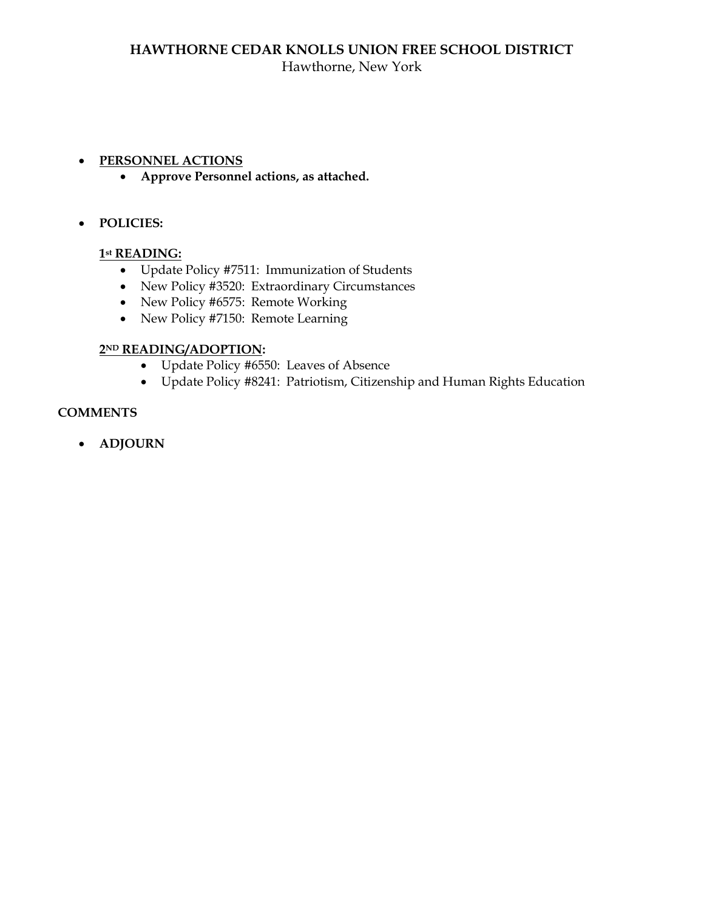**HAWTHORNE CEDAR KNOLLS UNION FREE SCHOOL DISTRICT**
Hawthorne, New York

- **PERSONNEL ACTIONS**
  - **Approve Personnel actions, as attached.**

- **POLICIES:**

  **1st READING:**
  - Update Policy #7511: Immunization of Students
  - New Policy #3520: Extraordinary Circumstances
  - New Policy #6575: Remote Working
  - New Policy #7150: Remote Learning

  **2ND READING/ADOPTION:**
  - Update Policy #6550: Leaves of Absence
  - Update Policy #8241: Patriotism, Citizenship and Human Rights Education

**COMMENTS**

- **ADJOURN**